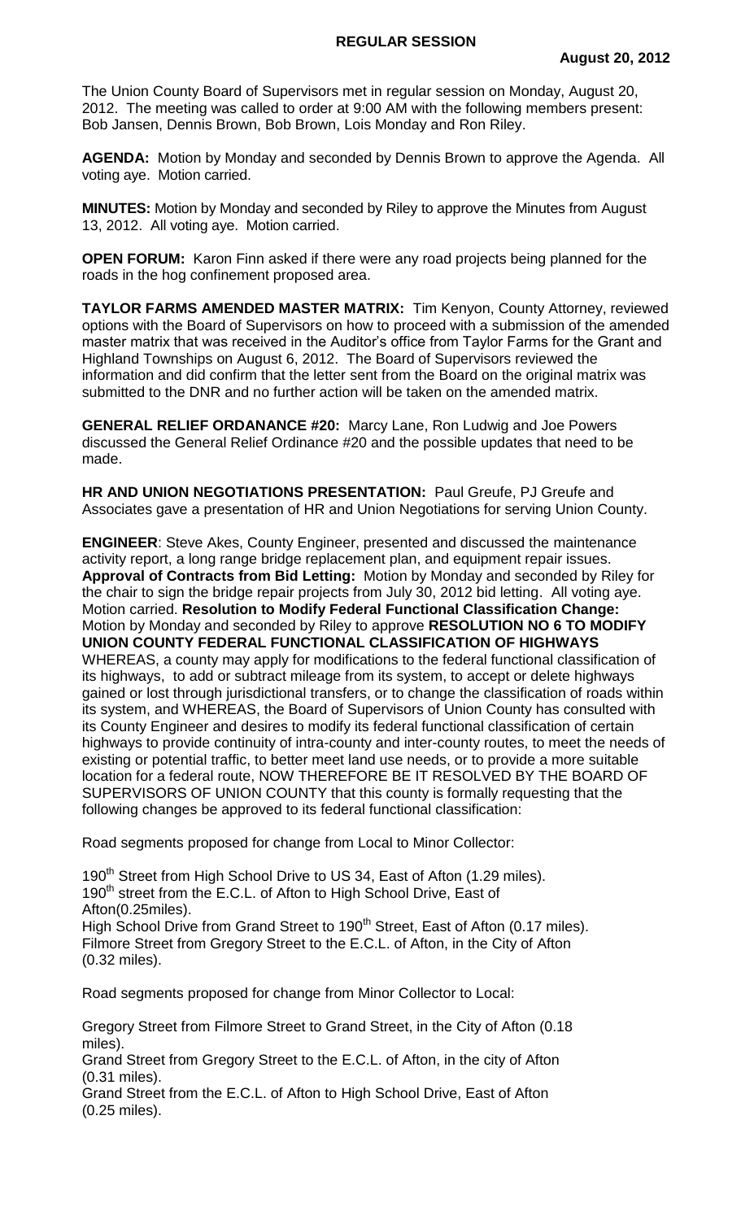# REGULAR SESSION

**August 20, 2012**

The Union County Board of Supervisors met in regular session on Monday, August 20, 2012. The meeting was called to order at 9:00 AM with the following members present: Bob Jansen, Dennis Brown, Bob Brown, Lois Monday and Ron Riley.

**AGENDA:** Motion by Monday and seconded by Dennis Brown to approve the Agenda. All voting aye. Motion carried.

**MINUTES:** Motion by Monday and seconded by Riley to approve the Minutes from August 13, 2012. All voting aye. Motion carried.

**OPEN FORUM:** Karon Finn asked if there were any road projects being planned for the roads in the hog confinement proposed area.

**TAYLOR FARMS AMENDED MASTER MATRIX:** Tim Kenyon, County Attorney, reviewed options with the Board of Supervisors on how to proceed with a submission of the amended master matrix that was received in the Auditor's office from Taylor Farms for the Grant and Highland Townships on August 6, 2012. The Board of Supervisors reviewed the information and did confirm that the letter sent from the Board on the original matrix was submitted to the DNR and no further action will be taken on the amended matrix.

**GENERAL RELIEF ORDANANCE #20:** Marcy Lane, Ron Ludwig and Joe Powers discussed the General Relief Ordinance #20 and the possible updates that need to be made.

**HR AND UNION NEGOTIATIONS PRESENTATION:** Paul Greufe, PJ Greufe and Associates gave a presentation of HR and Union Negotiations for serving Union County.

**ENGINEER**: Steve Akes, County Engineer, presented and discussed the maintenance activity report, a long range bridge replacement plan, and equipment repair issues. **Approval of Contracts from Bid Letting:** Motion by Monday and seconded by Riley for the chair to sign the bridge repair projects from July 30, 2012 bid letting. All voting aye. Motion carried. **Resolution to Modify Federal Functional Classification Change:** Motion by Monday and seconded by Riley to approve **RESOLUTION NO 6 TO MODIFY UNION COUNTY FEDERAL FUNCTIONAL CLASSIFICATION OF HIGHWAYS** WHEREAS, a county may apply for modifications to the federal functional classification of its highways, to add or subtract mileage from its system, to accept or delete highways gained or lost through jurisdictional transfers, or to change the classification of roads within its system, and WHEREAS, the Board of Supervisors of Union County has consulted with its County Engineer and desires to modify its federal functional classification of certain highways to provide continuity of intra-county and inter-county routes, to meet the needs of existing or potential traffic, to better meet land use needs, or to provide a more suitable location for a federal route, NOW THEREFORE BE IT RESOLVED BY THE BOARD OF SUPERVISORS OF UNION COUNTY that this county is formally requesting that the following changes be approved to its federal functional classification:

Road segments proposed for change from Local to Minor Collector:

190th Street from High School Drive to US 34, East of Afton (1.29 miles).
190th street from the E.C.L. of Afton to High School Drive, East of Afton(0.25miles).
High School Drive from Grand Street to 190th Street, East of Afton (0.17 miles).
Filmore Street from Gregory Street to the E.C.L. of Afton, in the City of Afton (0.32 miles).

Road segments proposed for change from Minor Collector to Local:

Gregory Street from Filmore Street to Grand Street, in the City of Afton (0.18 miles).
Grand Street from Gregory Street to the E.C.L. of Afton, in the city of Afton (0.31 miles).
Grand Street from the E.C.L. of Afton to High School Drive, East of Afton (0.25 miles).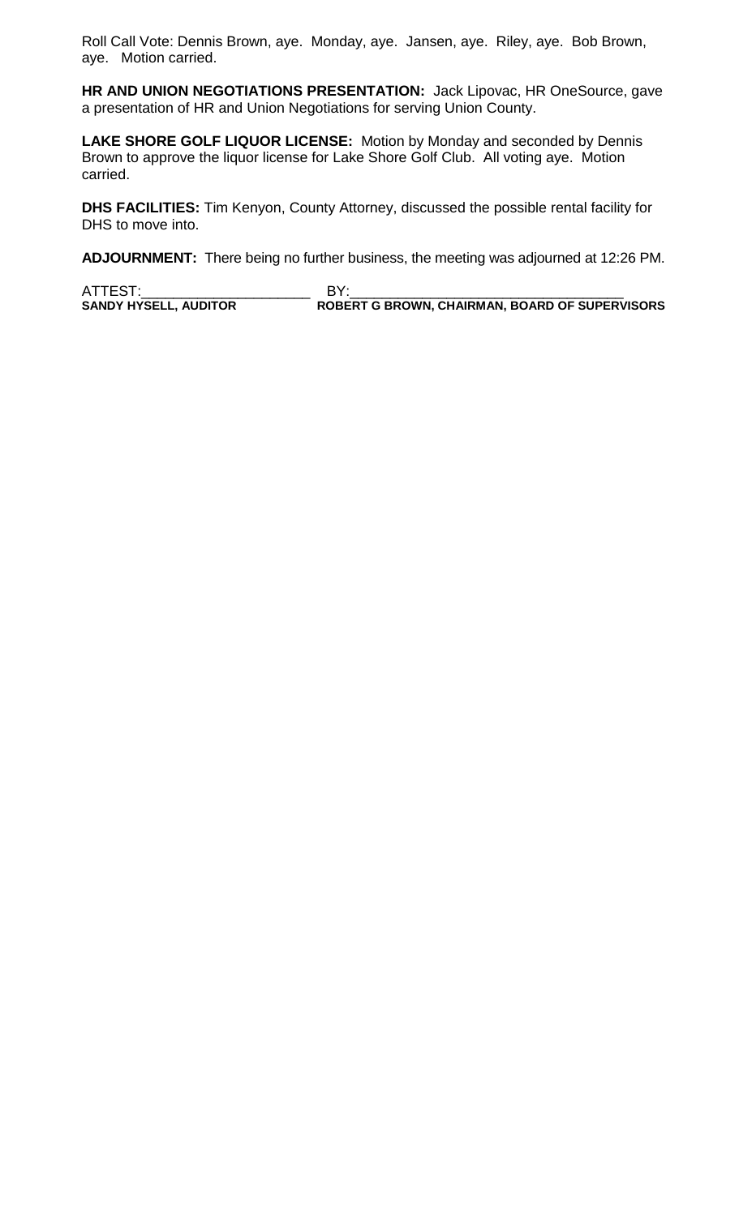Roll Call Vote: Dennis Brown, aye. Monday, aye. Jansen, aye. Riley, aye. Bob Brown, aye. Motion carried.

**HR AND UNION NEGOTIATIONS PRESENTATION:** Jack Lipovac, HR OneSource, gave a presentation of HR and Union Negotiations for serving Union County.

**LAKE SHORE GOLF LIQUOR LICENSE:** Motion by Monday and seconded by Dennis Brown to approve the liquor license for Lake Shore Golf Club. All voting aye. Motion carried.

**DHS FACILITIES:** Tim Kenyon, County Attorney, discussed the possible rental facility for DHS to move into.

**ADJOURNMENT:** There being no further business, the meeting was adjourned at 12:26 PM.

ATTEST:_____________________ BY:___________________________________

**SANDY HYSELL, AUDITOR** **ROBERT G BROWN, CHAIRMAN, BOARD OF SUPERVISORS**